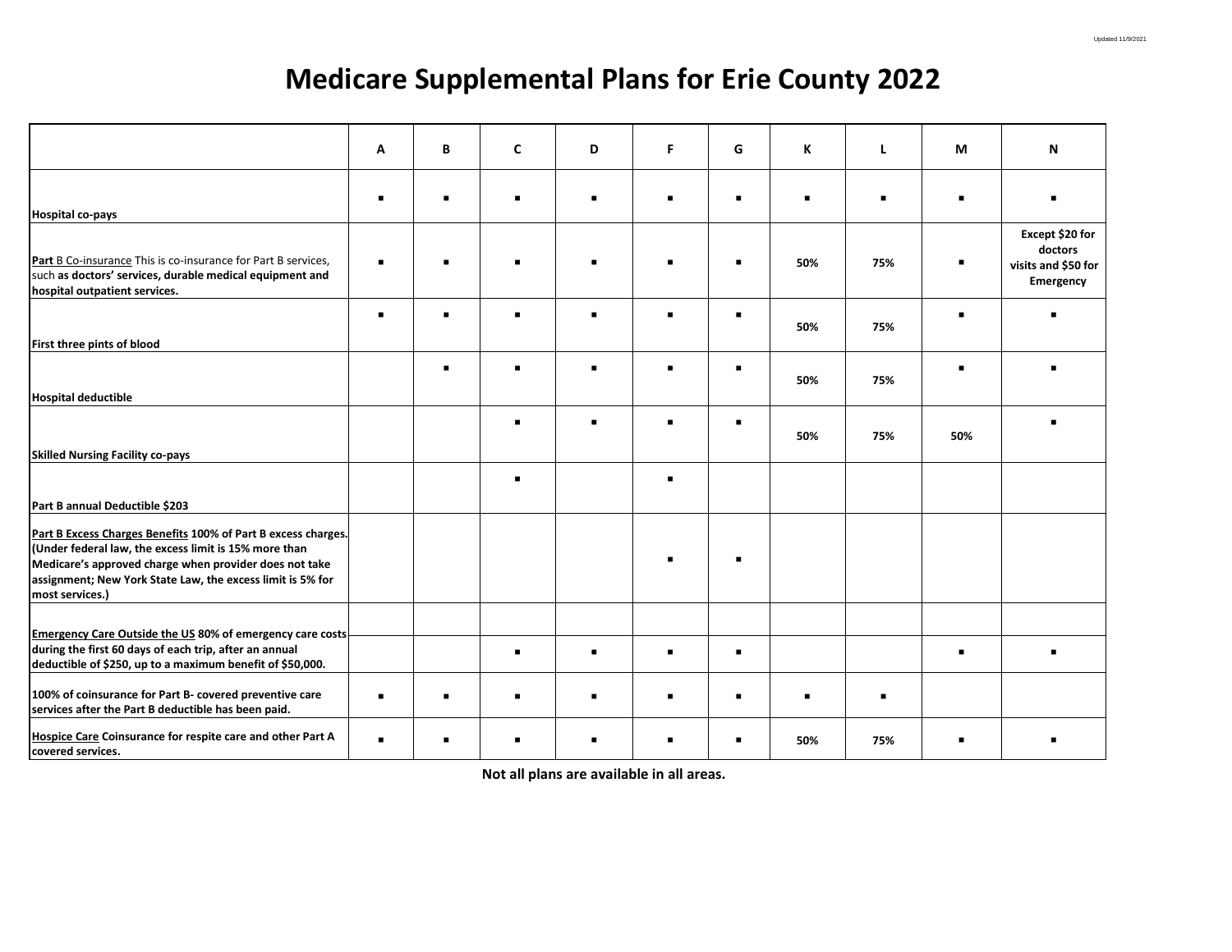Updated 11/9/2021

# Medicare Supplemental Plans for Erie County 2022

| | A | B | C | D | F | G | K | L | M | N |
|---|---|---|---|---|---|---|---|---|---|---|
| **Hospital co-pays** | ▪ | ▪ | ▪ | ▪ | ▪ | ▪ | ▪ | ▪ | ▪ | ▪ |
| **Part** B Co-insurance This is co-insurance for Part B services, such **as doctors' services, durable medical equipment and hospital outpatient services.** | ▪ | ▪ | ▪ | ▪ | ▪ | ▪ | **50%** | **75%** | ▪ | **Except $20 for doctors visits and $50 for Emergency** |
| **First three pints of blood** | ▪ | ▪ | ▪ | ▪ | ▪ | ▪ | **50%** | **75%** | ▪ | ▪ |
| **Hospital deductible** | | ▪ | ▪ | ▪ | ▪ | ▪ | **50%** | **75%** | ▪ | ▪ |
| **Skilled Nursing Facility co-pays** | | | ▪ | ▪ | ▪ | ▪ | **50%** | **75%** | **50%** | ▪ |
| **Part B annual Deductible $203** | | | ▪ | | ▪ | | | | | |
| **Part B Excess Charges Benefits 100% of Part B excess charges. (Under federal law, the excess limit is 15% more than Medicare's approved charge when provider does not take assignment; New York State Law, the excess limit is 5% for most services.)** | | | | | ▪ | ▪ | | | | |
| **Emergency Care Outside the US 80% of emergency care costs during the first 60 days of each trip, after an annual deductible of $250, up to a maximum benefit of $50,000.** | | | ▪ | ▪ | ▪ | ▪ | | | ▪ | ▪ |
| **100% of coinsurance for Part B- covered preventive care services after the Part B deductible has been paid.** | ▪ | ▪ | ▪ | ▪ | ▪ | ▪ | ▪ | ▪ | | |
| **Hospice Care Coinsurance for respite care and other Part A covered services.** | ▪ | ▪ | ▪ | ▪ | ▪ | ▪ | **50%** | **75%** | ▪ | ▪ |

**Not all plans are available in all areas.**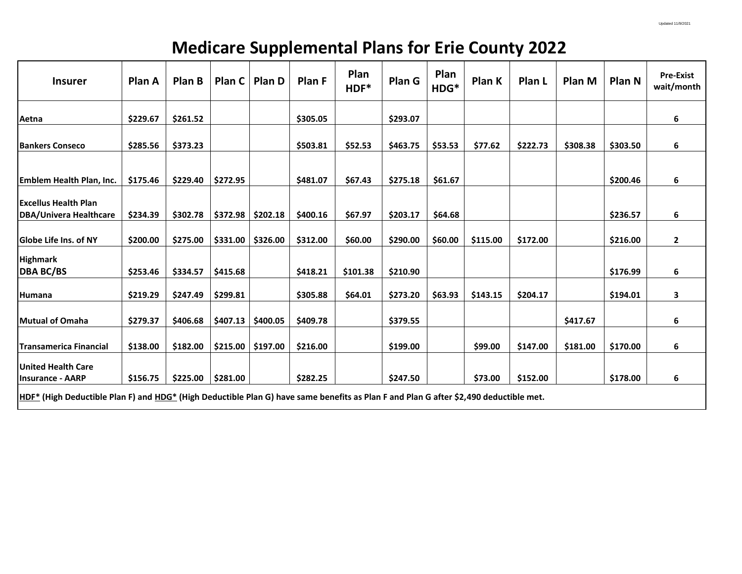# Medicare Supplemental Plans for Erie County 2022

| Insurer | Plan A | Plan B | Plan C | Plan D | Plan F | Plan HDF* | Plan G | Plan HDG* | Plan K | Plan L | Plan M | Plan N | Pre-Exist wait/month |
|---|---|---|---|---|---|---|---|---|---|---|---|---|---|
| Aetna | $229.67 | $261.52 | | | $305.05 | | $293.07 | | | | | | 6 |
| Bankers Conseco | $285.56 | $373.23 | | | $503.81 | $52.53 | $463.75 | $53.53 | $77.62 | $222.73 | $308.38 | $303.50 | 6 |
| Emblem Health Plan, Inc. | $175.46 | $229.40 | $272.95 | | $481.07 | $67.43 | $275.18 | $61.67 | | | | $200.46 | 6 |
| Excellus Health Plan DBA/Univera Healthcare | $234.39 | $302.78 | $372.98 | $202.18 | $400.16 | $67.97 | $203.17 | $64.68 | | | | $236.57 | 6 |
| Globe Life Ins. of NY | $200.00 | $275.00 | $331.00 | $326.00 | $312.00 | $60.00 | $290.00 | $60.00 | $115.00 | $172.00 | | $216.00 | 2 |
| Highmark DBA BC/BS | $253.46 | $334.57 | $415.68 | | $418.21 | $101.38 | $210.90 | | | | | $176.99 | 6 |
| Humana | $219.29 | $247.49 | $299.81 | | $305.88 | $64.01 | $273.20 | $63.93 | $143.15 | $204.17 | | $194.01 | 3 |
| Mutual of Omaha | $279.37 | $406.68 | $407.13 | $400.05 | $409.78 | | $379.55 | | | | $417.67 | | 6 |
| Transamerica Financial | $138.00 | $182.00 | $215.00 | $197.00 | $216.00 | | $199.00 | | $99.00 | $147.00 | $181.00 | $170.00 | 6 |
| United Health Care Insurance - AARP | $156.75 | $225.00 | $281.00 | | $282.25 | | $247.50 | | $73.00 | $152.00 | | $178.00 | 6 |

**HDF* (High Deductible Plan F) and HDG* (High Deductible Plan G) have same benefits as Plan F and Plan G after $2,490 deductible met.**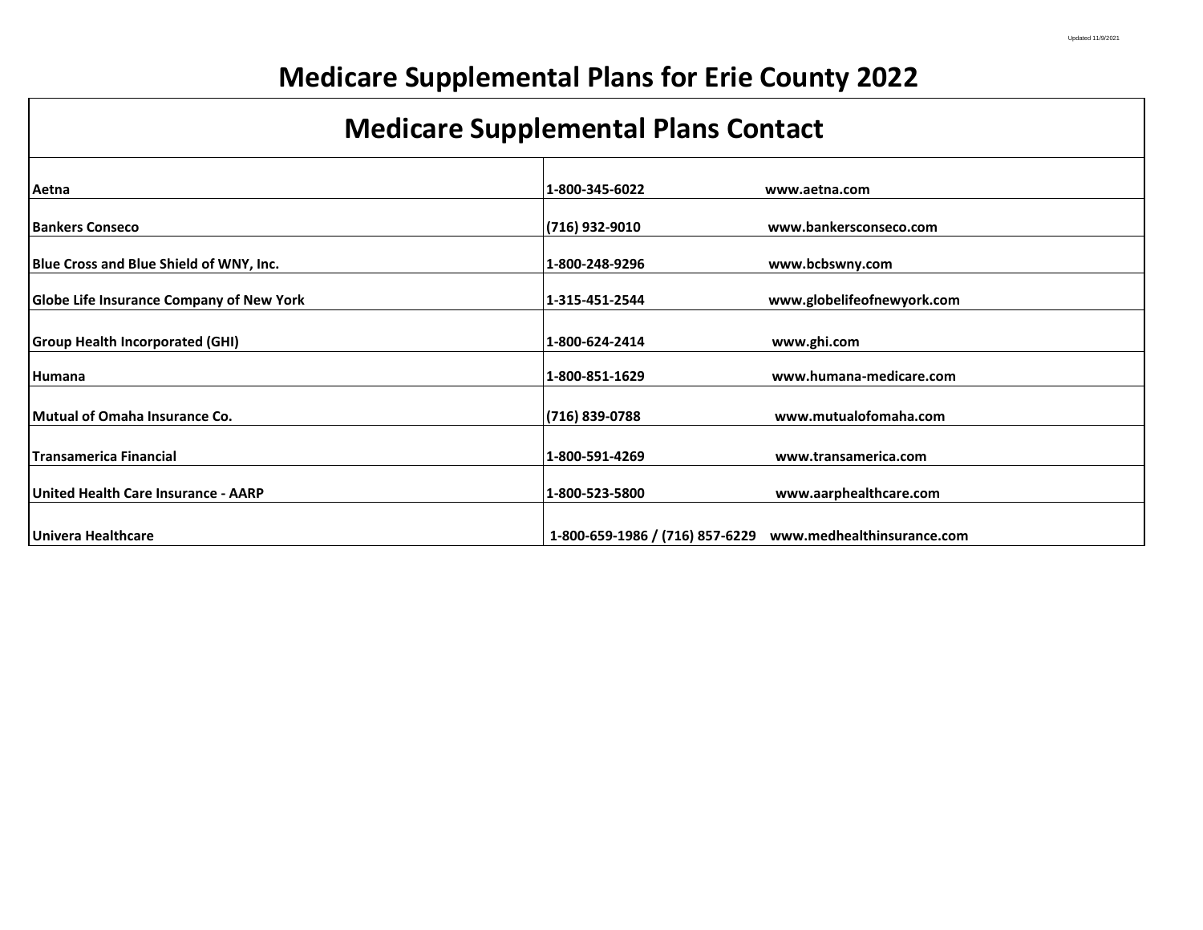Updated 11/9/2021

# Medicare Supplemental Plans for Erie County 2022

## Medicare Supplemental Plans Contact

| | | |
|---|---|---|
| Aetna | 1-800-345-6022 | www.aetna.com |
| Bankers Conseco | (716) 932-9010 | www.bankersconseco.com |
| Blue Cross and Blue Shield of WNY, Inc. | 1-800-248-9296 | www.bcbswny.com |
| Globe Life Insurance Company of New York | 1-315-451-2544 | www.globelifeofnewyork.com |
| Group Health Incorporated (GHI) | 1-800-624-2414 | www.ghi.com |
| Humana | 1-800-851-1629 | www.humana-medicare.com |
| Mutual of Omaha Insurance Co. | (716) 839-0788 | www.mutualofomaha.com |
| Transamerica Financial | 1-800-591-4269 | www.transamerica.com |
| United Health Care Insurance - AARP | 1-800-523-5800 | www.aarphealthcare.com |
| Univera Healthcare | 1-800-659-1986 / (716) 857-6229 | www.medhealthinsurance.com |